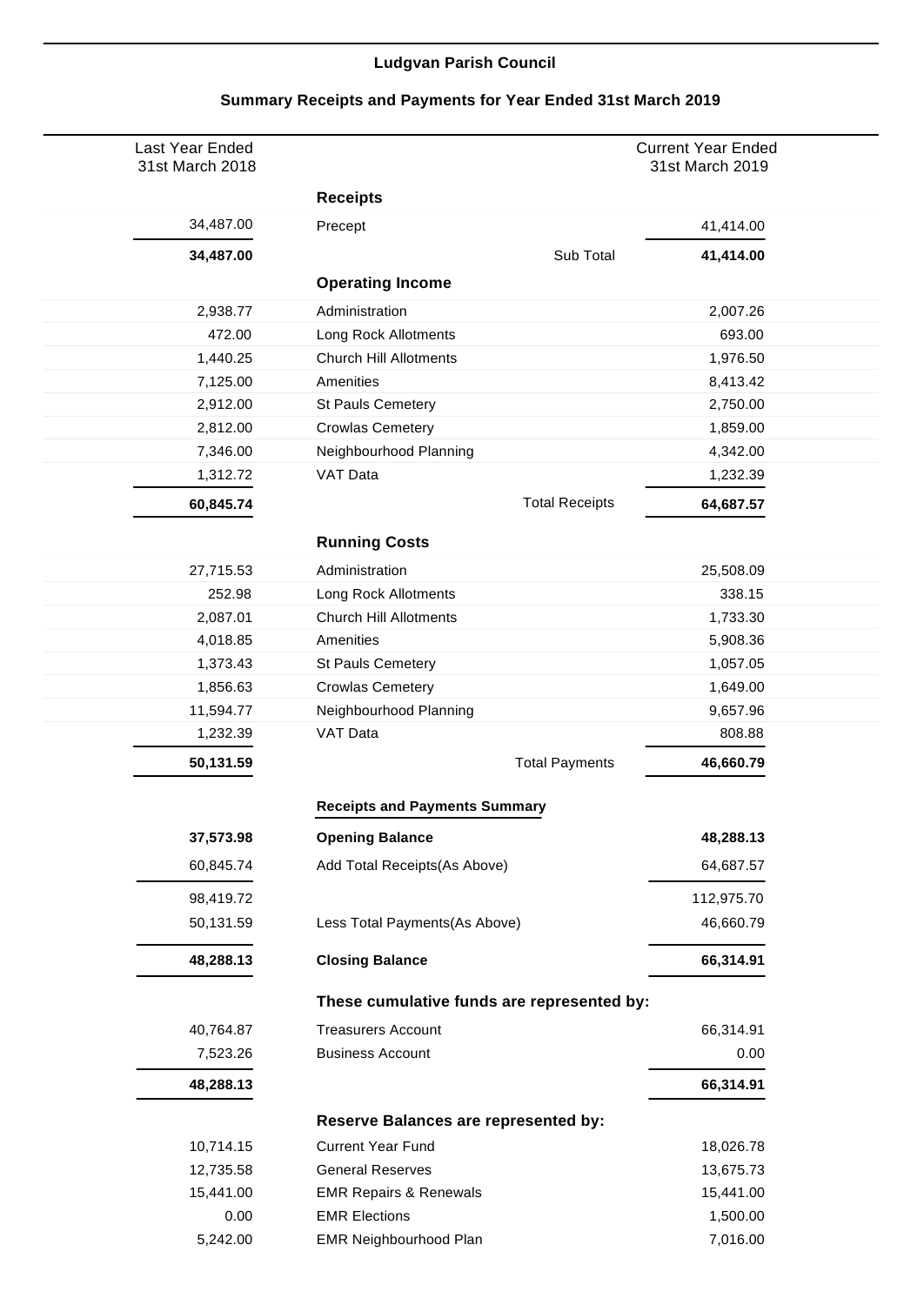**Ludgvan Parish Council**

**Summary Receipts and Payments for Year Ended 31st March 2019**

| Last Year Ended 31st March 2018 | | Current Year Ended 31st March 2019 |
|---|---|---|
| | **Receipts** | |
| 34,487.00 | Precept | 41,414.00 |
| **34,487.00** | Sub Total | **41,414.00** |
| | **Operating Income** | |
| 2,938.77 | Administration | 2,007.26 |
| 472.00 | Long Rock Allotments | 693.00 |
| 1,440.25 | Church Hill Allotments | 1,976.50 |
| 7,125.00 | Amenities | 8,413.42 |
| 2,912.00 | St Pauls Cemetery | 2,750.00 |
| 2,812.00 | Crowlas Cemetery | 1,859.00 |
| 7,346.00 | Neighbourhood Planning | 4,342.00 |
| 1,312.72 | VAT Data | 1,232.39 |
| **60,845.74** | Total Receipts | **64,687.57** |
| | **Running Costs** | |
| 27,715.53 | Administration | 25,508.09 |
| 252.98 | Long Rock Allotments | 338.15 |
| 2,087.01 | Church Hill Allotments | 1,733.30 |
| 4,018.85 | Amenities | 5,908.36 |
| 1,373.43 | St Pauls Cemetery | 1,057.05 |
| 1,856.63 | Crowlas Cemetery | 1,649.00 |
| 11,594.77 | Neighbourhood Planning | 9,657.96 |
| 1,232.39 | VAT Data | 808.88 |
| **50,131.59** | Total Payments | **46,660.79** |
| | **Receipts and Payments Summary** | |
| **37,573.98** | **Opening Balance** | **48,288.13** |
| 60,845.74 | Add Total Receipts(As Above) | 64,687.57 |
| 98,419.72 | | 112,975.70 |
| 50,131.59 | Less Total Payments(As Above) | 46,660.79 |
| **48,288.13** | **Closing Balance** | **66,314.91** |
| | **These cumulative funds are represented by:** | |
| 40,764.87 | Treasurers Account | 66,314.91 |
| 7,523.26 | Business Account | 0.00 |
| **48,288.13** | | **66,314.91** |
| | **Reserve Balances are represented by:** | |
| 10,714.15 | Current Year Fund | 18,026.78 |
| 12,735.58 | General Reserves | 13,675.73 |
| 15,441.00 | EMR Repairs & Renewals | 15,441.00 |
| 0.00 | EMR Elections | 1,500.00 |
| 5,242.00 | EMR Neighbourhood Plan | 7,016.00 |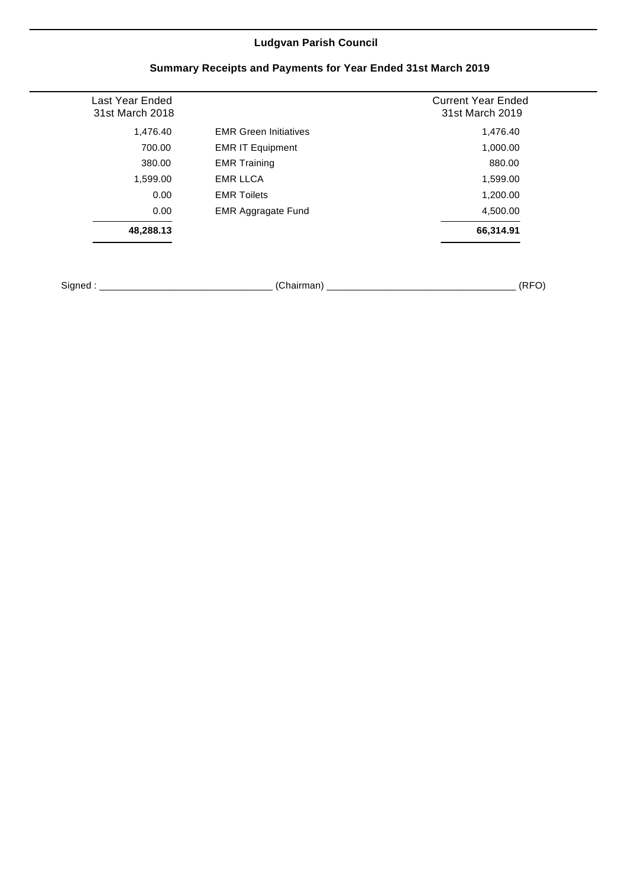**Ludgvan Parish Council**

**Summary Receipts and Payments for Year Ended 31st March 2019**

| Last Year Ended 31st March 2018 | | Current Year Ended 31st March 2019 |
|---|---|---|
| 1,476.40 | EMR Green Initiatives | 1,476.40 |
| 700.00 | EMR IT Equipment | 1,000.00 |
| 380.00 | EMR Training | 880.00 |
| 1,599.00 | EMR LLCA | 1,599.00 |
| 0.00 | EMR Toilets | 1,200.00 |
| 0.00 | EMR Aggragate Fund | 4,500.00 |
| **48,288.13** | | **66,314.91** |

Signed : ______________________________ (Chairman) ________________________________ (RFO)